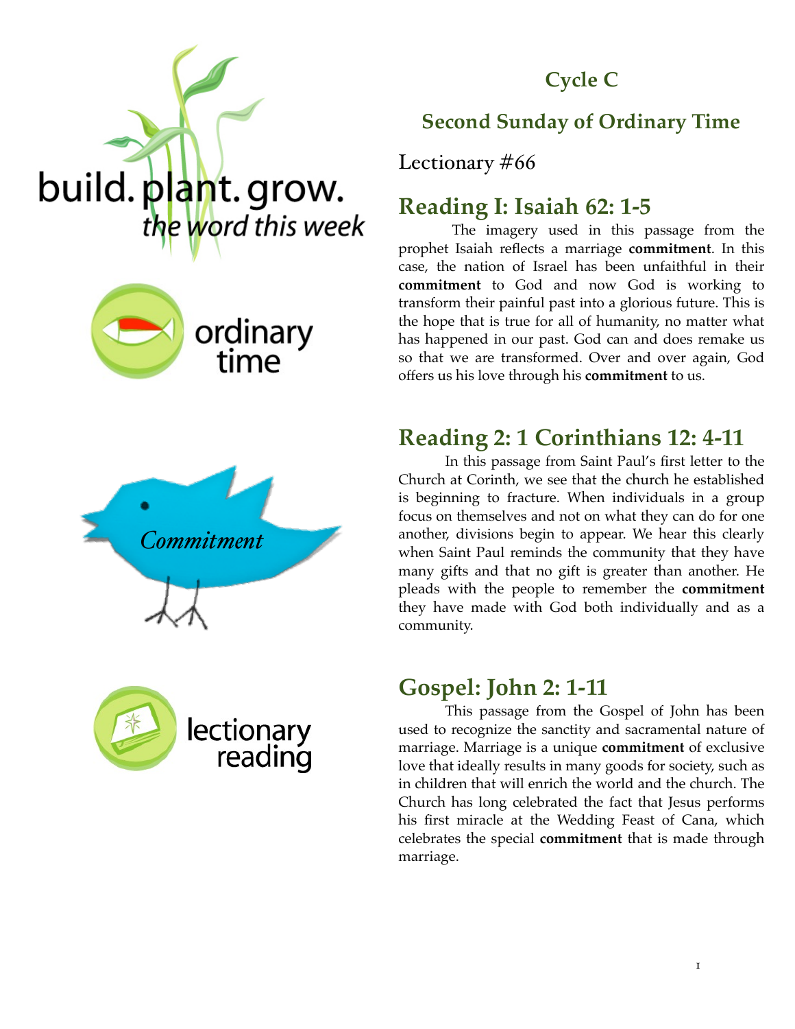build. plant. grow.
*the word this week*

ordinary time

*Commitment*

lectionary reading

## Cycle C

## Second Sunday of Ordinary Time

Lectionary #66

## Reading I: Isaiah 62: 1-5

The imagery used in this passage from the prophet Isaiah reflects a marriage **commitment**. In this case, the nation of Israel has been unfaithful in their **commitment** to God and now God is working to transform their painful past into a glorious future. This is the hope that is true for all of humanity, no matter what has happened in our past. God can and does remake us so that we are transformed. Over and over again, God offers us his love through his **commitment** to us.

## Reading 2: 1 Corinthians 12: 4-11

In this passage from Saint Paul's first letter to the Church at Corinth, we see that the church he established is beginning to fracture. When individuals in a group focus on themselves and not on what they can do for one another, divisions begin to appear. We hear this clearly when Saint Paul reminds the community that they have many gifts and that no gift is greater than another. He pleads with the people to remember the **commitment** they have made with God both individually and as a community.

## Gospel: John 2: 1-11

This passage from the Gospel of John has been used to recognize the sanctity and sacramental nature of marriage. Marriage is a unique **commitment** of exclusive love that ideally results in many goods for society, such as in children that will enrich the world and the church. The Church has long celebrated the fact that Jesus performs his first miracle at the Wedding Feast of Cana, which celebrates the special **commitment** that is made through marriage.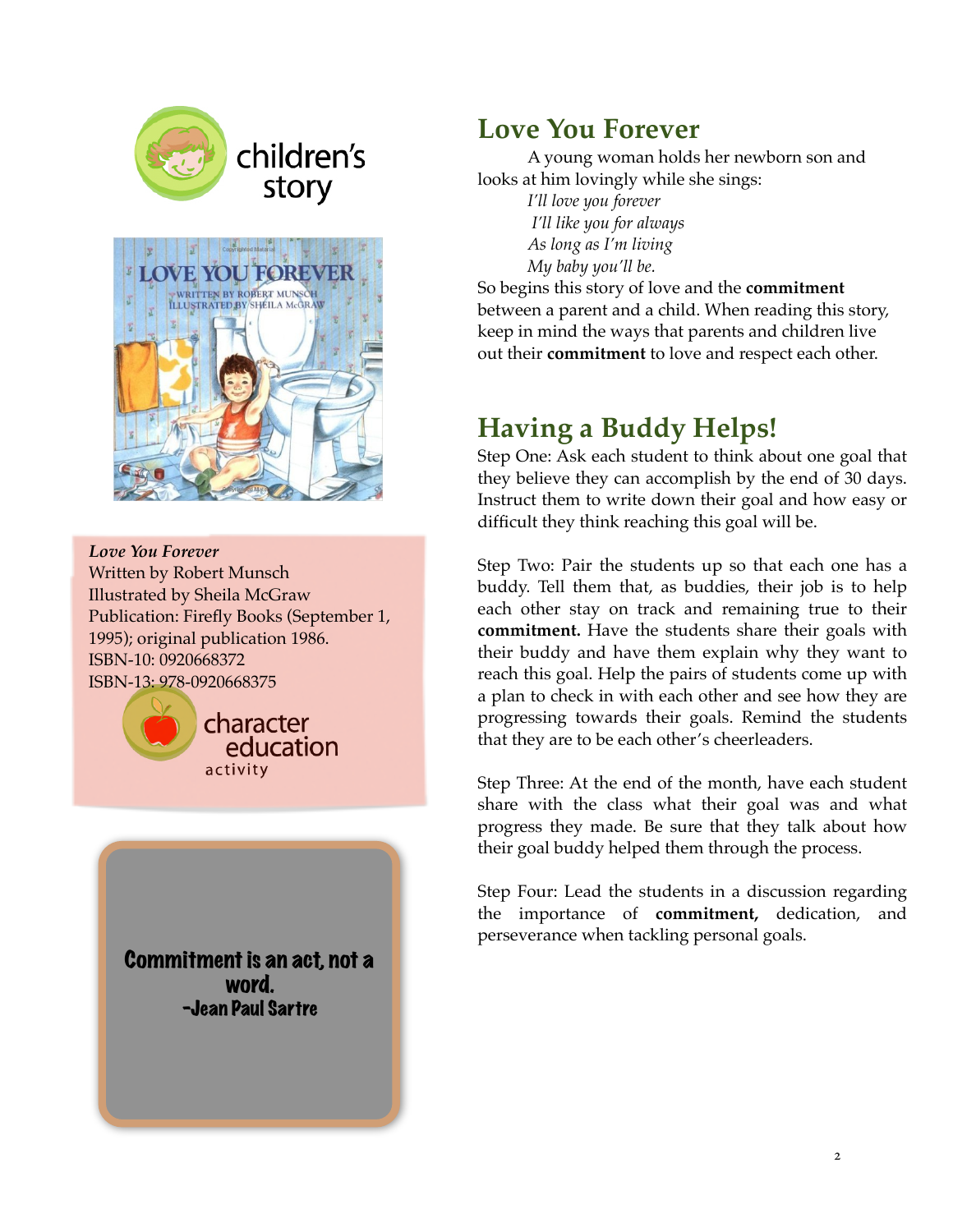children's story

*Love You Forever*
Written by Robert Munsch
Illustrated by Sheila McGraw
Publication: Firefly Books (September 1, 1995); original publication 1986.
ISBN-10: 0920668372
ISBN-13: 978-0920668375

character education activity

**Commitment is an act, not a word.**
**-Jean Paul Sartre**

## Love You Forever

A young woman holds her newborn son and looks at him lovingly while she sings:

*I'll love you forever*
*I'll like you for always*
*As long as I'm living*
*My baby you'll be.*

So begins this story of love and the **commitment** between a parent and a child. When reading this story, keep in mind the ways that parents and children live out their **commitment** to love and respect each other.

## Having a Buddy Helps!

Step One: Ask each student to think about one goal that they believe they can accomplish by the end of 30 days. Instruct them to write down their goal and how easy or difficult they think reaching this goal will be.

Step Two: Pair the students up so that each one has a buddy. Tell them that, as buddies, their job is to help each other stay on track and remaining true to their **commitment.** Have the students share their goals with their buddy and have them explain why they want to reach this goal. Help the pairs of students come up with a plan to check in with each other and see how they are progressing towards their goals. Remind the students that they are to be each other's cheerleaders.

Step Three: At the end of the month, have each student share with the class what their goal was and what progress they made. Be sure that they talk about how their goal buddy helped them through the process.

Step Four: Lead the students in a discussion regarding the importance of **commitment,** dedication, and perseverance when tackling personal goals.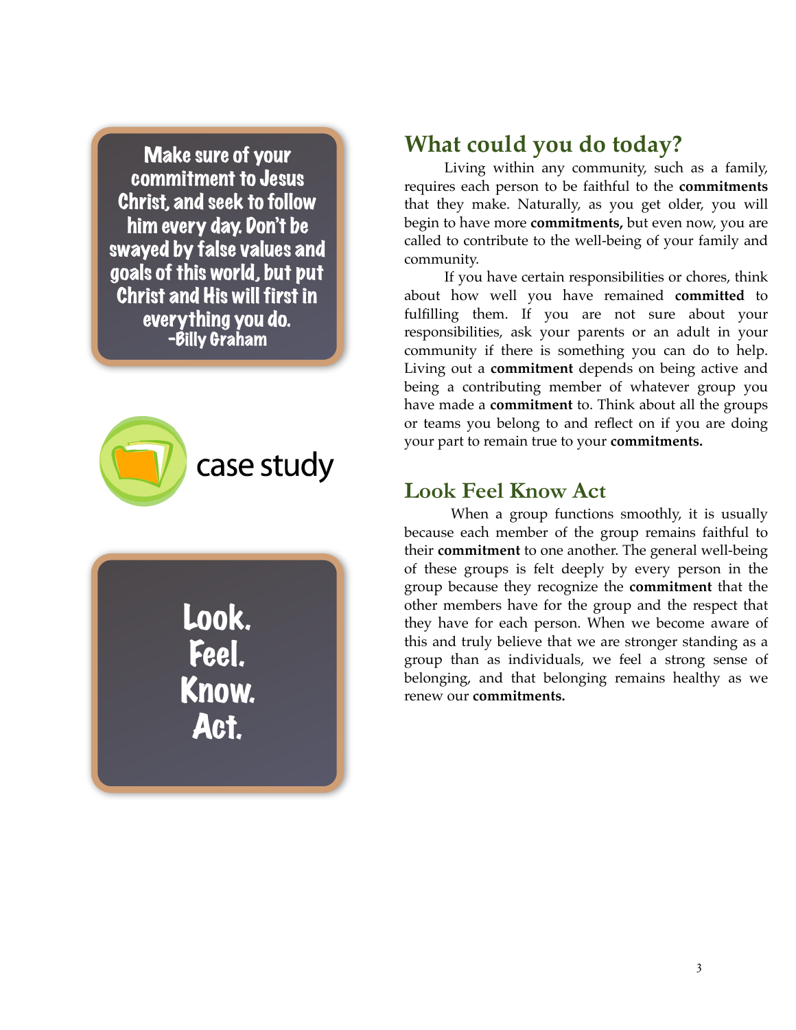Make sure of your commitment to Jesus Christ, and seek to follow him every day. Don't be swayed by false values and goals of this world, but put Christ and His will first in everything you do.
-Billy Graham

case study

Look.
Feel.
Know.
Act.

## What could you do today?

Living within any community, such as a family, requires each person to be faithful to the **commitments** that they make. Naturally, as you get older, you will begin to have more **commitments,** but even now, you are called to contribute to the well-being of your family and community.

If you have certain responsibilities or chores, think about how well you have remained **committed** to fulfilling them. If you are not sure about your responsibilities, ask your parents or an adult in your community if there is something you can do to help. Living out a **commitment** depends on being active and being a contributing member of whatever group you have made a **commitment** to. Think about all the groups or teams you belong to and reflect on if you are doing your part to remain true to your **commitments.**

## Look Feel Know Act

When a group functions smoothly, it is usually because each member of the group remains faithful to their **commitment** to one another. The general well-being of these groups is felt deeply by every person in the group because they recognize the **commitment** that the other members have for the group and the respect that they have for each person. When we become aware of this and truly believe that we are stronger standing as a group than as individuals, we feel a strong sense of belonging, and that belonging remains healthy as we renew our **commitments.**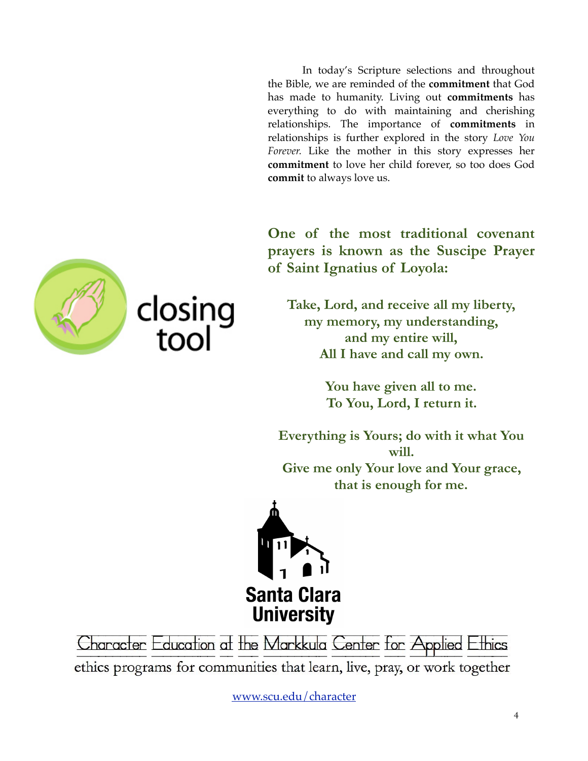In today's Scripture selections and throughout the Bible, we are reminded of the **commitment** that God has made to humanity. Living out **commitments** has everything to do with maintaining and cherishing relationships. The importance of **commitments** in relationships is further explored in the story *Love You Forever.* Like the mother in this story expresses her **commitment** to love her child forever, so too does God **commit** to always love us.

## closing tool

**One of the most traditional covenant prayers is known as the Suscipe Prayer of Saint Ignatius of Loyola:**

**Take, Lord, and receive all my liberty,**
**my memory, my understanding,**
**and my entire will,**
**All I have and call my own.**

**You have given all to me.**
**To You, Lord, I return it.**

**Everything is Yours; do with it what You will.**
**Give me only Your love and Your grace,**
**that is enough for me.**

Santa Clara University

Character Education at the Markkula Center for Applied Ethics

ethics programs for communities that learn, live, pray, or work together

www.scu.edu/character